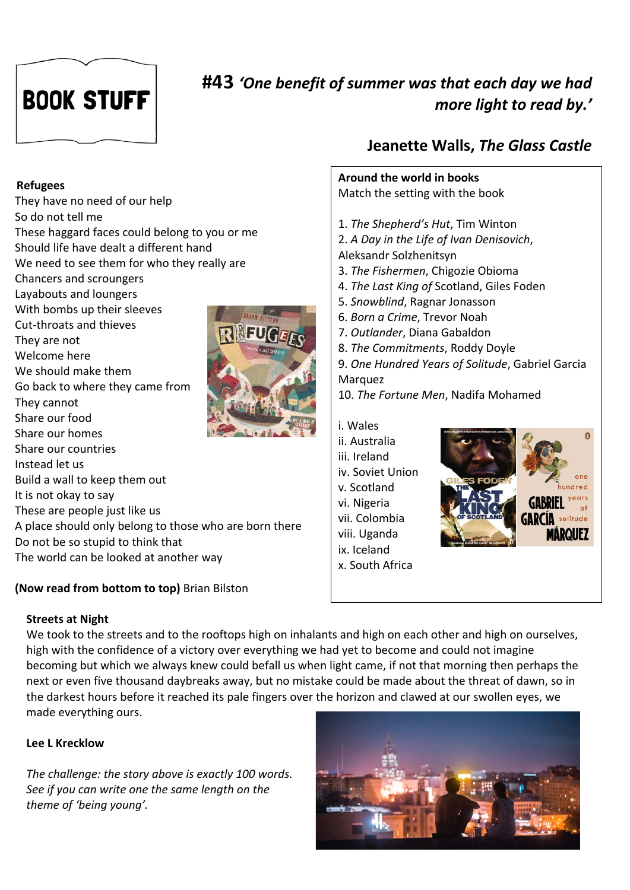# BOOK STUFF

## #43 *'One benefit of summer was that each day we had more light to read by.'*

### Jeanette Walls, *The Glass Castle*

**Refugees**

They have no need of our help
So do not tell me
These haggard faces could belong to you or me
Should life have dealt a different hand
We need to see them for who they really are
Chancers and scroungers
Layabouts and loungers
With bombs up their sleeves
Cut-throats and thieves
They are not
Welcome here
We should make them
Go back to where they came from
They cannot
Share our food
Share our homes
Share our countries
Instead let us
Build a wall to keep them out
It is not okay to say
These are people just like us
A place should only belong to those who are born there
Do not be so stupid to think that
The world can be looked at another way

**(Now read from bottom to top)** Brian Bilston

**Around the world in books**

Match the setting with the book

1. *The Shepherd's Hut*, Tim Winton
2. *A Day in the Life of Ivan Denisovich*, Aleksandr Solzhenitsyn
3. *The Fishermen*, Chigozie Obioma
4. *The Last King of* Scotland, Giles Foden
5. *Snowblind*, Ragnar Jonasson
6. *Born a Crime*, Trevor Noah
7. *Outlander*, Diana Gabaldon
8. *The Commitments*, Roddy Doyle
9. *One Hundred Years of Solitude*, Gabriel Garcia Marquez
10. *The Fortune Men*, Nadifa Mohamed

i. Wales
ii. Australia
iii. Ireland
iv. Soviet Union
v. Scotland
vi. Nigeria
vii. Colombia
viii. Uganda
ix. Iceland
x. South Africa

**Streets at Night**

We took to the streets and to the rooftops high on inhalants and high on each other and high on ourselves, high with the confidence of a victory over everything we had yet to become and could not imagine becoming but which we always knew could befall us when light came, if not that morning then perhaps the next or even five thousand daybreaks away, but no mistake could be made about the threat of dawn, so in the darkest hours before it reached its pale fingers over the horizon and clawed at our swollen eyes, we made everything ours.

**Lee L Krecklow**

*The challenge: the story above is exactly 100 words. See if you can write one the same length on the theme of 'being young'.*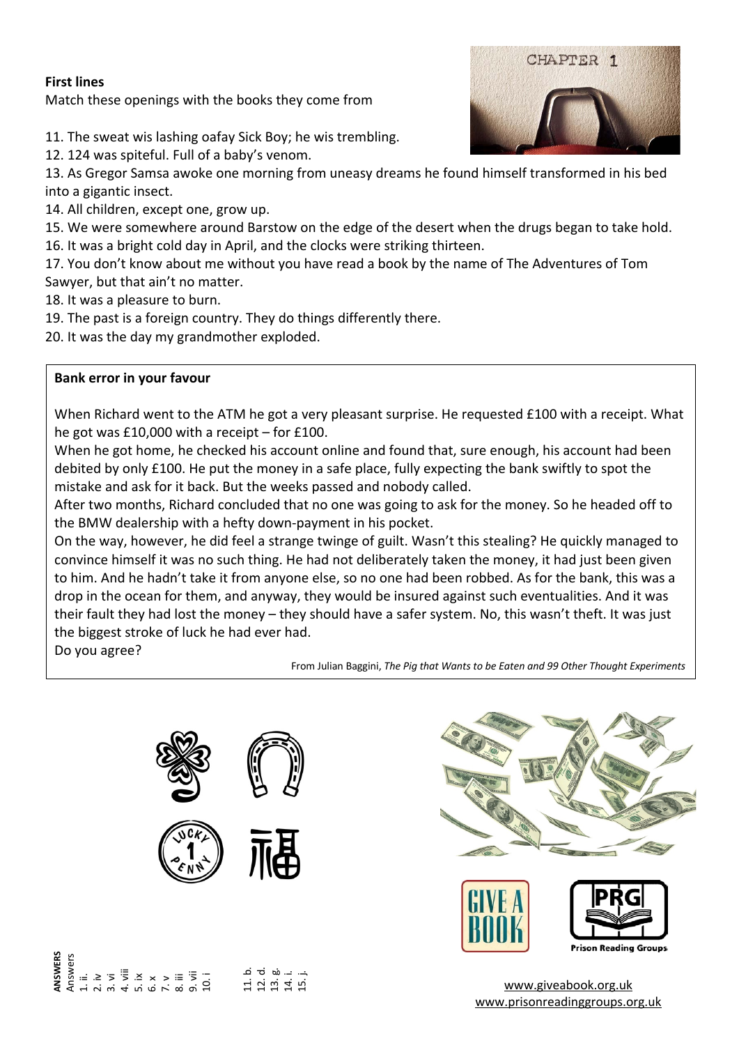**First lines**

Match these openings with the books they come from

11. The sweat wis lashing oafay Sick Boy; he wis trembling.
12. 124 was spiteful. Full of a baby's venom.
13. As Gregor Samsa awoke one morning from uneasy dreams he found himself transformed in his bed into a gigantic insect.
14. All children, except one, grow up.
15. We were somewhere around Barstow on the edge of the desert when the drugs began to take hold.
16. It was a bright cold day in April, and the clocks were striking thirteen.
17. You don't know about me without you have read a book by the name of The Adventures of Tom Sawyer, but that ain't no matter.
18. It was a pleasure to burn.
19. The past is a foreign country. They do things differently there.
20. It was the day my grandmother exploded.

**Bank error in your favour**

When Richard went to the ATM he got a very pleasant surprise. He requested £100 with a receipt. What he got was £10,000 with a receipt – for £100.

When he got home, he checked his account online and found that, sure enough, his account had been debited by only £100. He put the money in a safe place, fully expecting the bank swiftly to spot the mistake and ask for it back. But the weeks passed and nobody called.

After two months, Richard concluded that no one was going to ask for the money. So he headed off to the BMW dealership with a hefty down-payment in his pocket.

On the way, however, he did feel a strange twinge of guilt. Wasn't this stealing? He quickly managed to convince himself it was no such thing. He had not deliberately taken the money, it had just been given to him. And he hadn't take it from anyone else, so no one had been robbed. As for the bank, this was a drop in the ocean for them, and anyway, they would be insured against such eventualities. And it was their fault they had lost the money – they should have a safer system. No, this wasn't theft. It was just the biggest stroke of luck he had ever had.

Do you agree?

From Julian Baggini, *The Pig that Wants to be Eaten and 99 Other Thought Experiments*

**ANSWERS**

Answers

1. ii.
2. iv
3. vi
4. viii
5. ix
6. x
7. v
8. iii
9. vii
10. i

11. b.
12. d.
13. g.
14. i.
15. j.

www.giveabook.org.uk
www.prisonreadinggroups.org.uk